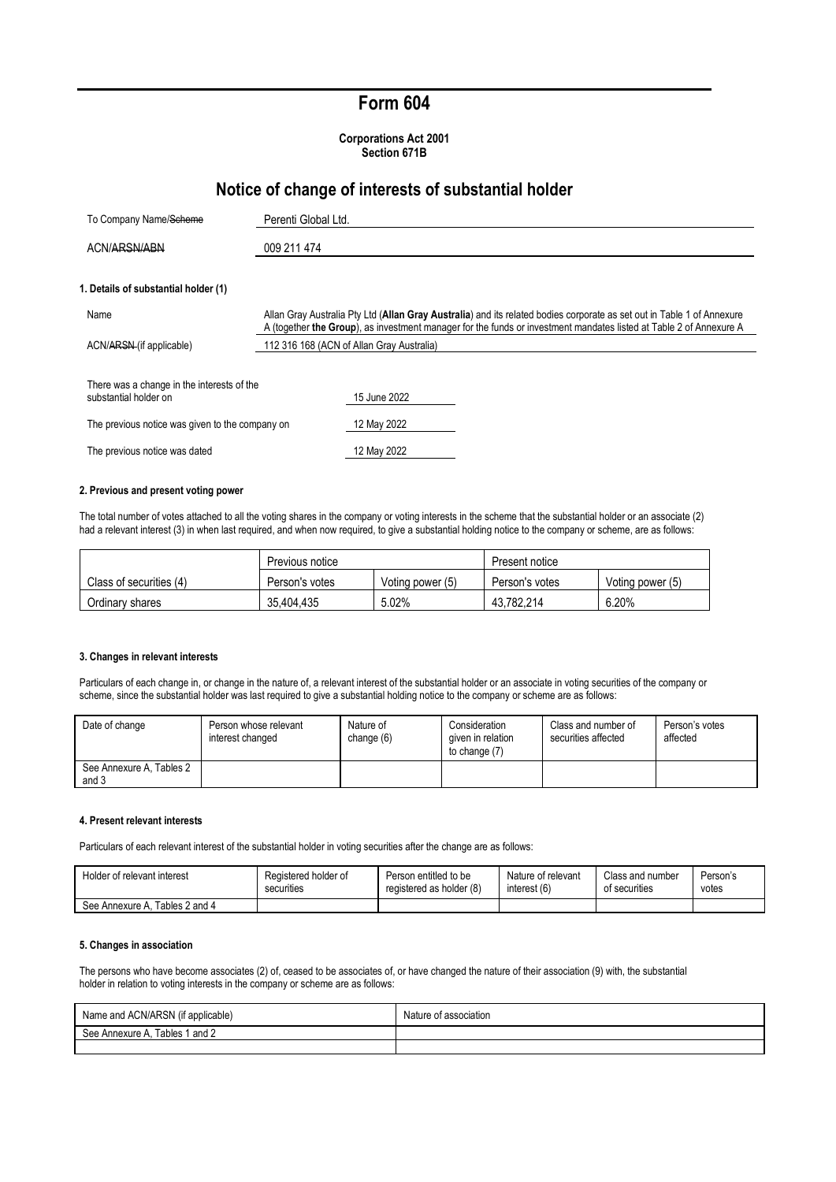# Form 604

**Corporations Act 2001**
**Section 671B**

## Notice of change of interests of substantial holder

| | |
|---|---|
| To Company Name/~~Scheme~~ | Perenti Global Ltd. |
| ACN/~~ARSN/ABN~~ | 009 211 474 |

### 1. Details of substantial holder (1)

| | |
|---|---|
| Name | Allan Gray Australia Pty Ltd (**Allan Gray Australia**) and its related bodies corporate as set out in Table 1 of Annexure A (together **the Group**), as investment manager for the funds or investment mandates listed at Table 2 of Annexure A |
| ACN/~~ARSN~~ (if applicable) | 112 316 168 (ACN of Allan Gray Australia) |

| | |
|---|---|
| There was a change in the interests of the substantial holder on | 15 June 2022 |
| The previous notice was given to the company on | 12 May 2022 |
| The previous notice was dated | 12 May 2022 |

### 2. Previous and present voting power

The total number of votes attached to all the voting shares in the company or voting interests in the scheme that the substantial holder or an associate (2) had a relevant interest (3) in when last required, and when now required, to give a substantial holding notice to the company or scheme, are as follows:

| | Previous notice | | Present notice | |
|---|---|---|---|---|
| Class of securities (4) | Person's votes | Voting power (5) | Person's votes | Voting power (5) |
| Ordinary shares | 35,404,435 | 5.02% | 43,782,214 | 6.20% |

### 3. Changes in relevant interests

Particulars of each change in, or change in the nature of, a relevant interest of the substantial holder or an associate in voting securities of the company or scheme, since the substantial holder was last required to give a substantial holding notice to the company or scheme are as follows:

| Date of change | Person whose relevant interest changed | Nature of change (6) | Consideration given in relation to change (7) | Class and number of securities affected | Person's votes affected |
|---|---|---|---|---|---|
| See Annexure A, Tables 2 and 3 | | | | | |

### 4. Present relevant interests

Particulars of each relevant interest of the substantial holder in voting securities after the change are as follows:

| Holder of relevant interest | Registered holder of securities | Person entitled to be registered as holder (8) | Nature of relevant interest (6) | Class and number of securities | Person's votes |
|---|---|---|---|---|---|
| See Annexure A, Tables 2 and 4 | | | | | |

### 5. Changes in association

The persons who have become associates (2) of, ceased to be associates of, or have changed the nature of their association (9) with, the substantial holder in relation to voting interests in the company or scheme are as follows:

| Name and ACN/ARSN (if applicable) | Nature of association |
|---|---|
| See Annexure A, Tables 1 and 2 | |
| | |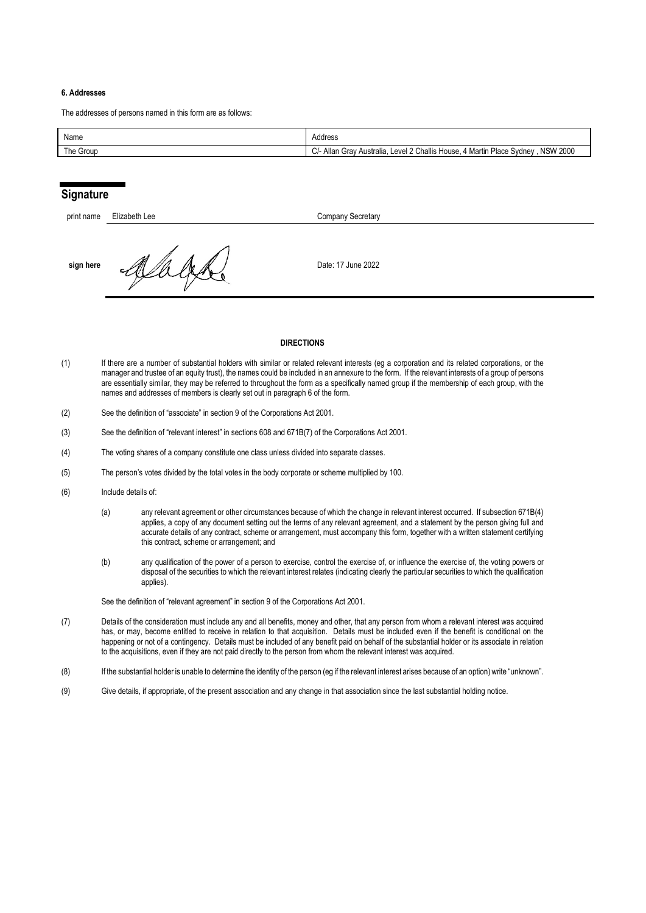#### 6. Addresses

The addresses of persons named in this form are as follows:

| Name | Address |
| --- | --- |
| The Group | C/- Allan Gray Australia, Level 2 Challis House, 4 Martin Place Sydney , NSW 2000 |

## Signature

| | | |
| --- | --- | --- |
| print name | Elizabeth Lee | Company Secretary |
| **sign here** | | Date: 17 June 2022 |

#### DIRECTIONS

(1) If there are a number of substantial holders with similar or related relevant interests (eg a corporation and its related corporations, or the manager and trustee of an equity trust), the names could be included in an annexure to the form. If the relevant interests of a group of persons are essentially similar, they may be referred to throughout the form as a specifically named group if the membership of each group, with the names and addresses of members is clearly set out in paragraph 6 of the form.

(2) See the definition of "associate" in section 9 of the Corporations Act 2001.

(3) See the definition of "relevant interest" in sections 608 and 671B(7) of the Corporations Act 2001.

(4) The voting shares of a company constitute one class unless divided into separate classes.

(5) The person's votes divided by the total votes in the body corporate or scheme multiplied by 100.

(6) Include details of:

(a) any relevant agreement or other circumstances because of which the change in relevant interest occurred. If subsection 671B(4) applies, a copy of any document setting out the terms of any relevant agreement, and a statement by the person giving full and accurate details of any contract, scheme or arrangement, must accompany this form, together with a written statement certifying this contract, scheme or arrangement; and

(b) any qualification of the power of a person to exercise, control the exercise of, or influence the exercise of, the voting powers or disposal of the securities to which the relevant interest relates (indicating clearly the particular securities to which the qualification applies).

See the definition of "relevant agreement" in section 9 of the Corporations Act 2001.

(7) Details of the consideration must include any and all benefits, money and other, that any person from whom a relevant interest was acquired has, or may, become entitled to receive in relation to that acquisition. Details must be included even if the benefit is conditional on the happening or not of a contingency. Details must be included of any benefit paid on behalf of the substantial holder or its associate in relation to the acquisitions, even if they are not paid directly to the person from whom the relevant interest was acquired.

(8) If the substantial holder is unable to determine the identity of the person (eg if the relevant interest arises because of an option) write "unknown".

(9) Give details, if appropriate, of the present association and any change in that association since the last substantial holding notice.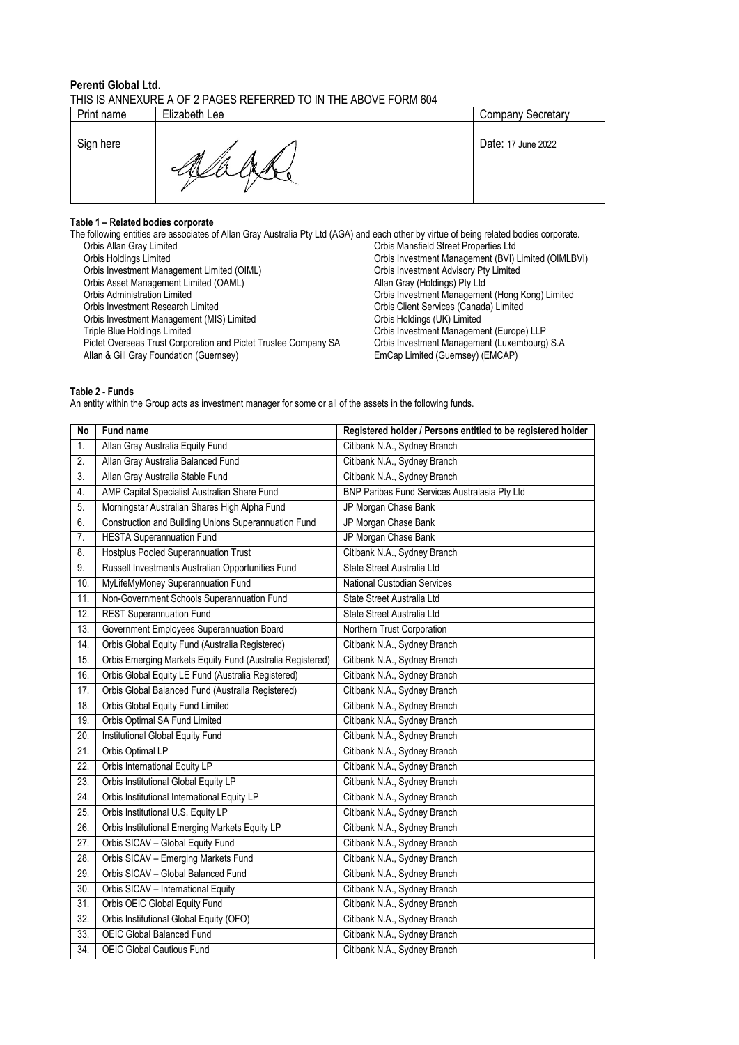**Perenti Global Ltd.**

THIS IS ANNEXURE A OF 2 PAGES REFERRED TO IN THE ABOVE FORM 604

| Print name | Elizabeth Lee | Company Secretary |
|---|---|---|
| Sign here | | Date: 17 June 2022 |

**Table 1 – Related bodies corporate**

The following entities are associates of Allan Gray Australia Pty Ltd (AGA) and each other by virtue of being related bodies corporate.

Orbis Allan Gray Limited
Orbis Holdings Limited
Orbis Investment Management Limited (OIML)
Orbis Asset Management Limited (OAML)
Orbis Administration Limited
Orbis Investment Research Limited
Orbis Investment Management (MIS) Limited
Triple Blue Holdings Limited
Pictet Overseas Trust Corporation and Pictet Trustee Company SA
Allan & Gill Gray Foundation (Guernsey)
Orbis Mansfield Street Properties Ltd
Orbis Investment Management (BVI) Limited (OIMLBVI)
Orbis Investment Advisory Pty Limited
Allan Gray (Holdings) Pty Ltd
Orbis Investment Management (Hong Kong) Limited
Orbis Client Services (Canada) Limited
Orbis Holdings (UK) Limited
Orbis Investment Management (Europe) LLP
Orbis Investment Management (Luxembourg) S.A
EmCap Limited (Guernsey) (EMCAP)

**Table 2 - Funds**

An entity within the Group acts as investment manager for some or all of the assets in the following funds.

| No | Fund name | Registered holder / Persons entitled to be registered holder |
|---|---|---|
| 1. | Allan Gray Australia Equity Fund | Citibank N.A., Sydney Branch |
| 2. | Allan Gray Australia Balanced Fund | Citibank N.A., Sydney Branch |
| 3. | Allan Gray Australia Stable Fund | Citibank N.A., Sydney Branch |
| 4. | AMP Capital Specialist Australian Share Fund | BNP Paribas Fund Services Australasia Pty Ltd |
| 5. | Morningstar Australian Shares High Alpha Fund | JP Morgan Chase Bank |
| 6. | Construction and Building Unions Superannuation Fund | JP Morgan Chase Bank |
| 7. | HESTA Superannuation Fund | JP Morgan Chase Bank |
| 8. | Hostplus Pooled Superannuation Trust | Citibank N.A., Sydney Branch |
| 9. | Russell Investments Australian Opportunities Fund | State Street Australia Ltd |
| 10. | MyLifeMyMoney Superannuation Fund | National Custodian Services |
| 11. | Non-Government Schools Superannuation Fund | State Street Australia Ltd |
| 12. | REST Superannuation Fund | State Street Australia Ltd |
| 13. | Government Employees Superannuation Board | Northern Trust Corporation |
| 14. | Orbis Global Equity Fund (Australia Registered) | Citibank N.A., Sydney Branch |
| 15. | Orbis Emerging Markets Equity Fund (Australia Registered) | Citibank N.A., Sydney Branch |
| 16. | Orbis Global Equity LE Fund (Australia Registered) | Citibank N.A., Sydney Branch |
| 17. | Orbis Global Balanced Fund (Australia Registered) | Citibank N.A., Sydney Branch |
| 18. | Orbis Global Equity Fund Limited | Citibank N.A., Sydney Branch |
| 19. | Orbis Optimal SA Fund Limited | Citibank N.A., Sydney Branch |
| 20. | Institutional Global Equity Fund | Citibank N.A., Sydney Branch |
| 21. | Orbis Optimal LP | Citibank N.A., Sydney Branch |
| 22. | Orbis International Equity LP | Citibank N.A., Sydney Branch |
| 23. | Orbis Institutional Global Equity LP | Citibank N.A., Sydney Branch |
| 24. | Orbis Institutional International Equity LP | Citibank N.A., Sydney Branch |
| 25. | Orbis Institutional U.S. Equity LP | Citibank N.A., Sydney Branch |
| 26. | Orbis Institutional Emerging Markets Equity LP | Citibank N.A., Sydney Branch |
| 27. | Orbis SICAV – Global Equity Fund | Citibank N.A., Sydney Branch |
| 28. | Orbis SICAV – Emerging Markets Fund | Citibank N.A., Sydney Branch |
| 29. | Orbis SICAV – Global Balanced Fund | Citibank N.A., Sydney Branch |
| 30. | Orbis SICAV – International Equity | Citibank N.A., Sydney Branch |
| 31. | Orbis OEIC Global Equity Fund | Citibank N.A., Sydney Branch |
| 32. | Orbis Institutional Global Equity (OFO) | Citibank N.A., Sydney Branch |
| 33. | OEIC Global Balanced Fund | Citibank N.A., Sydney Branch |
| 34. | OEIC Global Cautious Fund | Citibank N.A., Sydney Branch |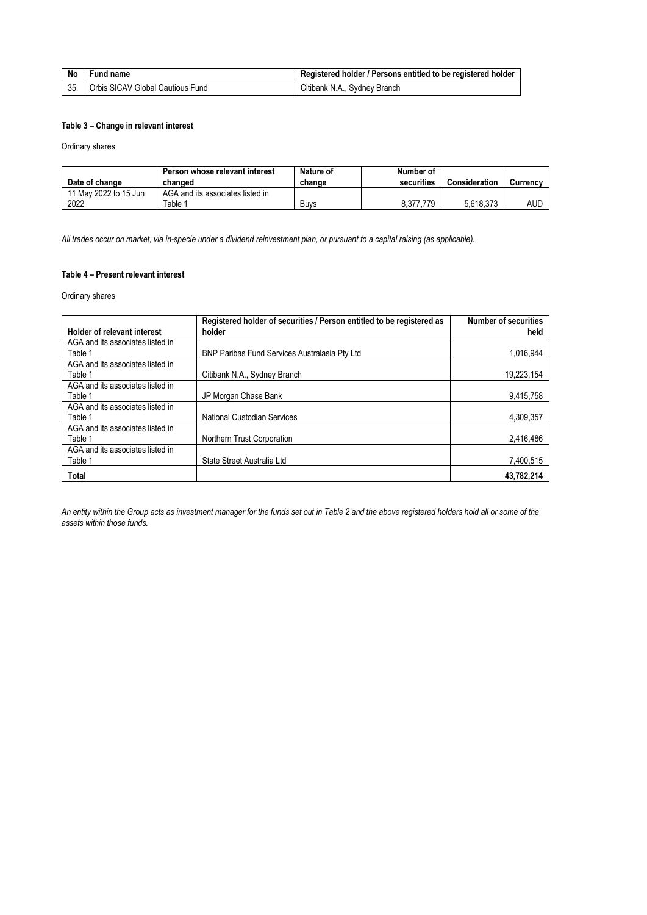| No | Fund name | Registered holder / Persons entitled to be registered holder |
|---|---|---|
| 35. | Orbis SICAV Global Cautious Fund | Citibank N.A., Sydney Branch |

**Table 3 – Change in relevant interest**

Ordinary shares

| Date of change | Person whose relevant interest changed | Nature of change | Number of securities | Consideration | Currency |
|---|---|---|---|---|---|
| 11 May 2022 to 15 Jun 2022 | AGA and its associates listed in Table 1 | Buys | 8,377,779 | 5,618,373 | AUD |

*All trades occur on market, via in-specie under a dividend reinvestment plan, or pursuant to a capital raising (as applicable).*

**Table 4 – Present relevant interest**

Ordinary shares

| Holder of relevant interest | Registered holder of securities / Person entitled to be registered as holder | Number of securities held |
|---|---|---|
| AGA and its associates listed in Table 1 | BNP Paribas Fund Services Australasia Pty Ltd | 1,016,944 |
| AGA and its associates listed in Table 1 | Citibank N.A., Sydney Branch | 19,223,154 |
| AGA and its associates listed in Table 1 | JP Morgan Chase Bank | 9,415,758 |
| AGA and its associates listed in Table 1 | National Custodian Services | 4,309,357 |
| AGA and its associates listed in Table 1 | Northern Trust Corporation | 2,416,486 |
| AGA and its associates listed in Table 1 | State Street Australia Ltd | 7,400,515 |
| **Total** | | **43,782,214** |

*An entity within the Group acts as investment manager for the funds set out in Table 2 and the above registered holders hold all or some of the assets within those funds.*